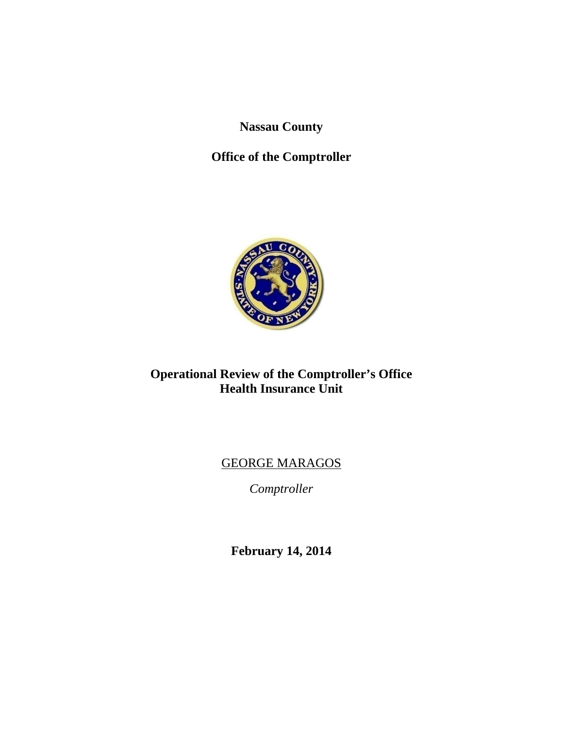**Nassau County**

**Office of the Comptroller**

# Operational Review of the Comptroller's Office Health Insurance Unit

GEORGE MARAGOS

*Comptroller*

**February 14, 2014**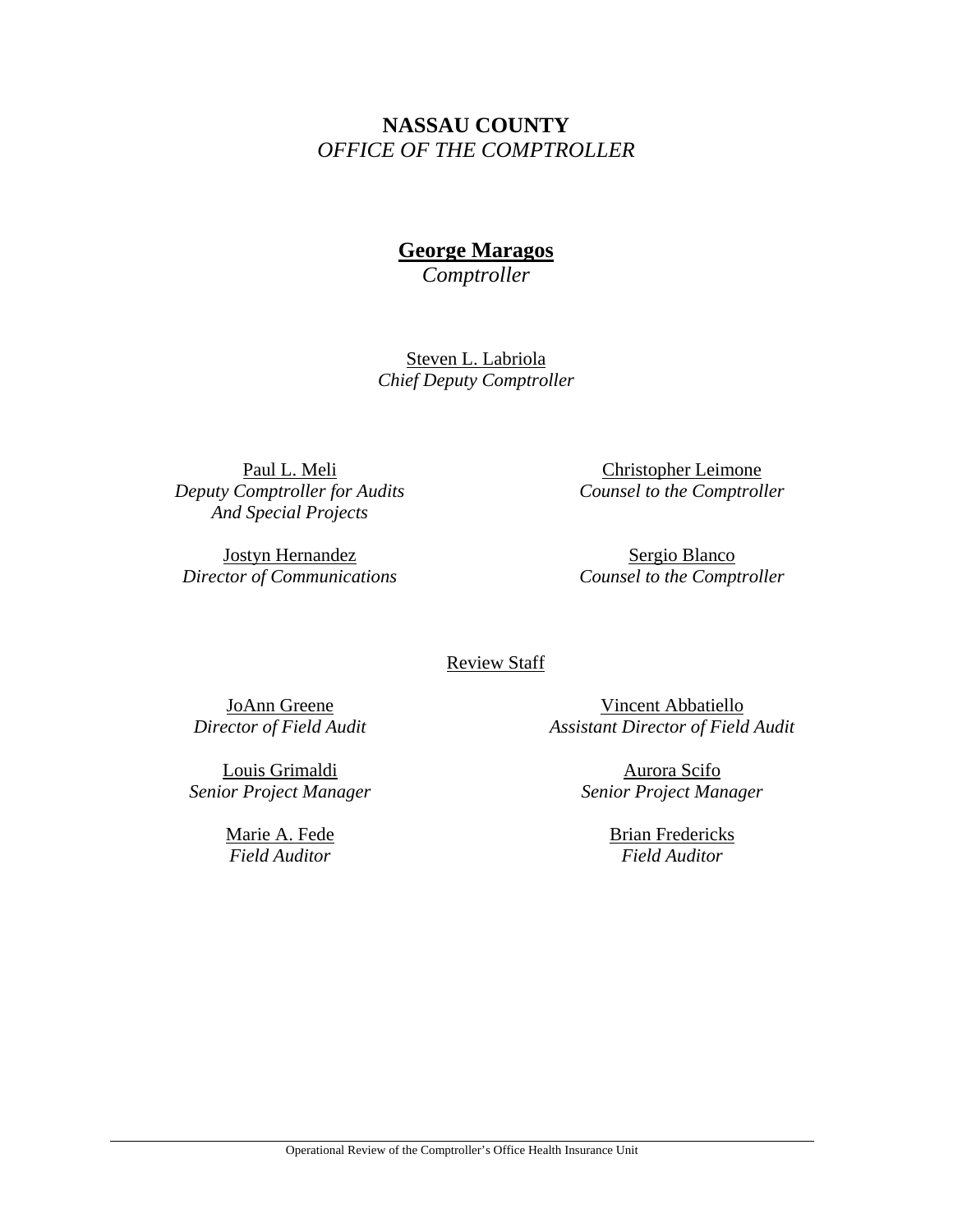**NASSAU COUNTY**
*OFFICE OF THE COMPTROLLER*

**George Maragos**
*Comptroller*

Steven L. Labriola
*Chief Deputy Comptroller*

Paul L. Meli
*Deputy Comptroller for Audits And Special Projects*

Christopher Leimone
*Counsel to the Comptroller*

Jostyn Hernandez
*Director of Communications*

Sergio Blanco
*Counsel to the Comptroller*

Review Staff

JoAnn Greene
*Director of Field Audit*

Vincent Abbatiello
*Assistant Director of Field Audit*

Louis Grimaldi
*Senior Project Manager*

Aurora Scifo
*Senior Project Manager*

Marie A. Fede
*Field Auditor*

Brian Fredericks
*Field Auditor*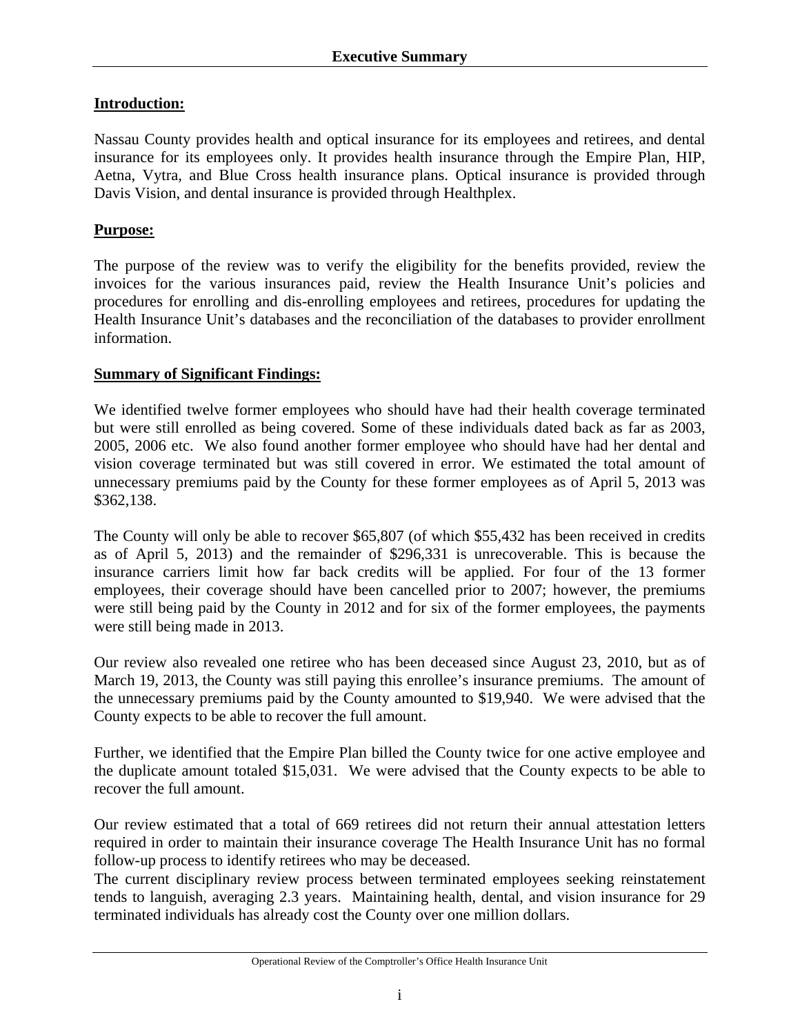# Executive Summary

## Introduction:

Nassau County provides health and optical insurance for its employees and retirees, and dental insurance for its employees only. It provides health insurance through the Empire Plan, HIP, Aetna, Vytra, and Blue Cross health insurance plans. Optical insurance is provided through Davis Vision, and dental insurance is provided through Healthplex.

## Purpose:

The purpose of the review was to verify the eligibility for the benefits provided, review the invoices for the various insurances paid, review the Health Insurance Unit's policies and procedures for enrolling and dis-enrolling employees and retirees, procedures for updating the Health Insurance Unit's databases and the reconciliation of the databases to provider enrollment information.

## Summary of Significant Findings:

We identified twelve former employees who should have had their health coverage terminated but were still enrolled as being covered. Some of these individuals dated back as far as 2003, 2005, 2006 etc. We also found another former employee who should have had her dental and vision coverage terminated but was still covered in error. We estimated the total amount of unnecessary premiums paid by the County for these former employees as of April 5, 2013 was $362,138.

The County will only be able to recover $65,807 (of which $55,432 has been received in credits as of April 5, 2013) and the remainder of $296,331 is unrecoverable. This is because the insurance carriers limit how far back credits will be applied. For four of the 13 former employees, their coverage should have been cancelled prior to 2007; however, the premiums were still being paid by the County in 2012 and for six of the former employees, the payments were still being made in 2013.

Our review also revealed one retiree who has been deceased since August 23, 2010, but as of March 19, 2013, the County was still paying this enrollee's insurance premiums. The amount of the unnecessary premiums paid by the County amounted to $19,940. We were advised that the County expects to be able to recover the full amount.

Further, we identified that the Empire Plan billed the County twice for one active employee and the duplicate amount totaled $15,031. We were advised that the County expects to be able to recover the full amount.

Our review estimated that a total of 669 retirees did not return their annual attestation letters required in order to maintain their insurance coverage The Health Insurance Unit has no formal follow-up process to identify retirees who may be deceased.

The current disciplinary review process between terminated employees seeking reinstatement tends to languish, averaging 2.3 years. Maintaining health, dental, and vision insurance for 29 terminated individuals has already cost the County over one million dollars.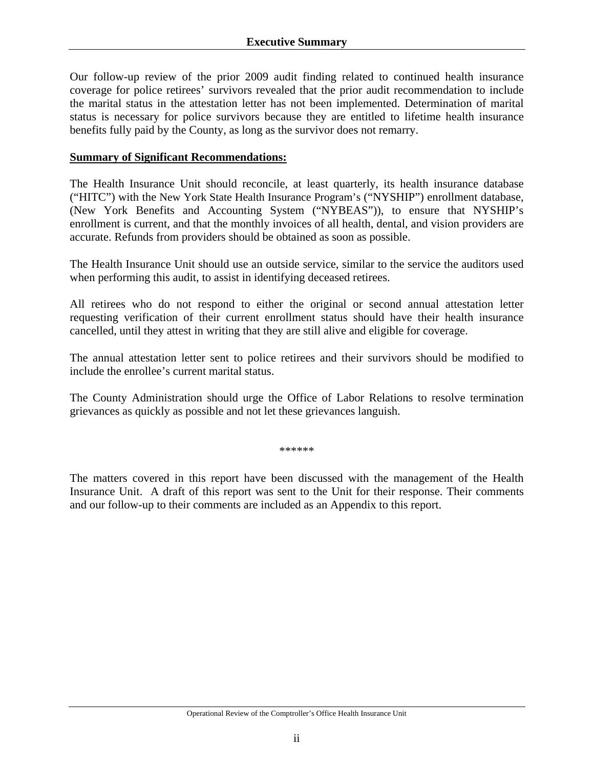## Executive Summary

Our follow-up review of the prior 2009 audit finding related to continued health insurance coverage for police retirees' survivors revealed that the prior audit recommendation to include the marital status in the attestation letter has not been implemented. Determination of marital status is necessary for police survivors because they are entitled to lifetime health insurance benefits fully paid by the County, as long as the survivor does not remarry.

**Summary of Significant Recommendations:**

The Health Insurance Unit should reconcile, at least quarterly, its health insurance database ("HITC") with the New York State Health Insurance Program's ("NYSHIP") enrollment database, (New York Benefits and Accounting System ("NYBEAS")), to ensure that NYSHIP's enrollment is current, and that the monthly invoices of all health, dental, and vision providers are accurate. Refunds from providers should be obtained as soon as possible.

The Health Insurance Unit should use an outside service, similar to the service the auditors used when performing this audit, to assist in identifying deceased retirees.

All retirees who do not respond to either the original or second annual attestation letter requesting verification of their current enrollment status should have their health insurance cancelled, until they attest in writing that they are still alive and eligible for coverage.

The annual attestation letter sent to police retirees and their survivors should be modified to include the enrollee's current marital status.

The County Administration should urge the Office of Labor Relations to resolve termination grievances as quickly as possible and not let these grievances languish.

******

The matters covered in this report have been discussed with the management of the Health Insurance Unit. A draft of this report was sent to the Unit for their response. Their comments and our follow-up to their comments are included as an Appendix to this report.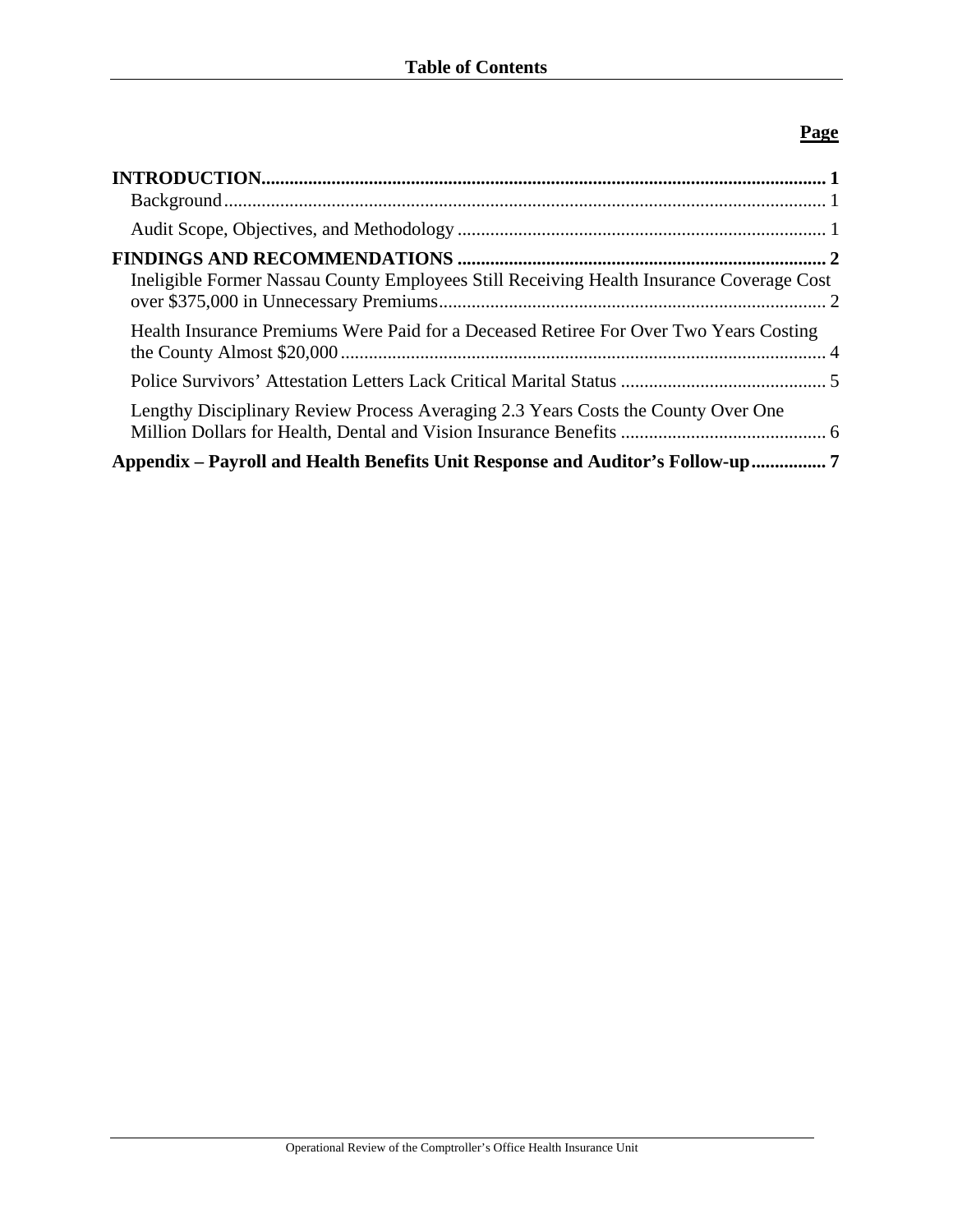# Table of Contents

| | Page |
|---|---|
| **INTRODUCTION** | **1** |
| Background | 1 |
| Audit Scope, Objectives, and Methodology | 1 |
| **FINDINGS AND RECOMMENDATIONS** | **2** |
| Ineligible Former Nassau County Employees Still Receiving Health Insurance Coverage Cost over $375,000 in Unnecessary Premiums | 2 |
| Health Insurance Premiums Were Paid for a Deceased Retiree For Over Two Years Costing the County Almost $20,000 | 4 |
| Police Survivors' Attestation Letters Lack Critical Marital Status | 5 |
| Lengthy Disciplinary Review Process Averaging 2.3 Years Costs the County Over One Million Dollars for Health, Dental and Vision Insurance Benefits | 6 |
| **Appendix – Payroll and Health Benefits Unit Response and Auditor's Follow-up** | **7** |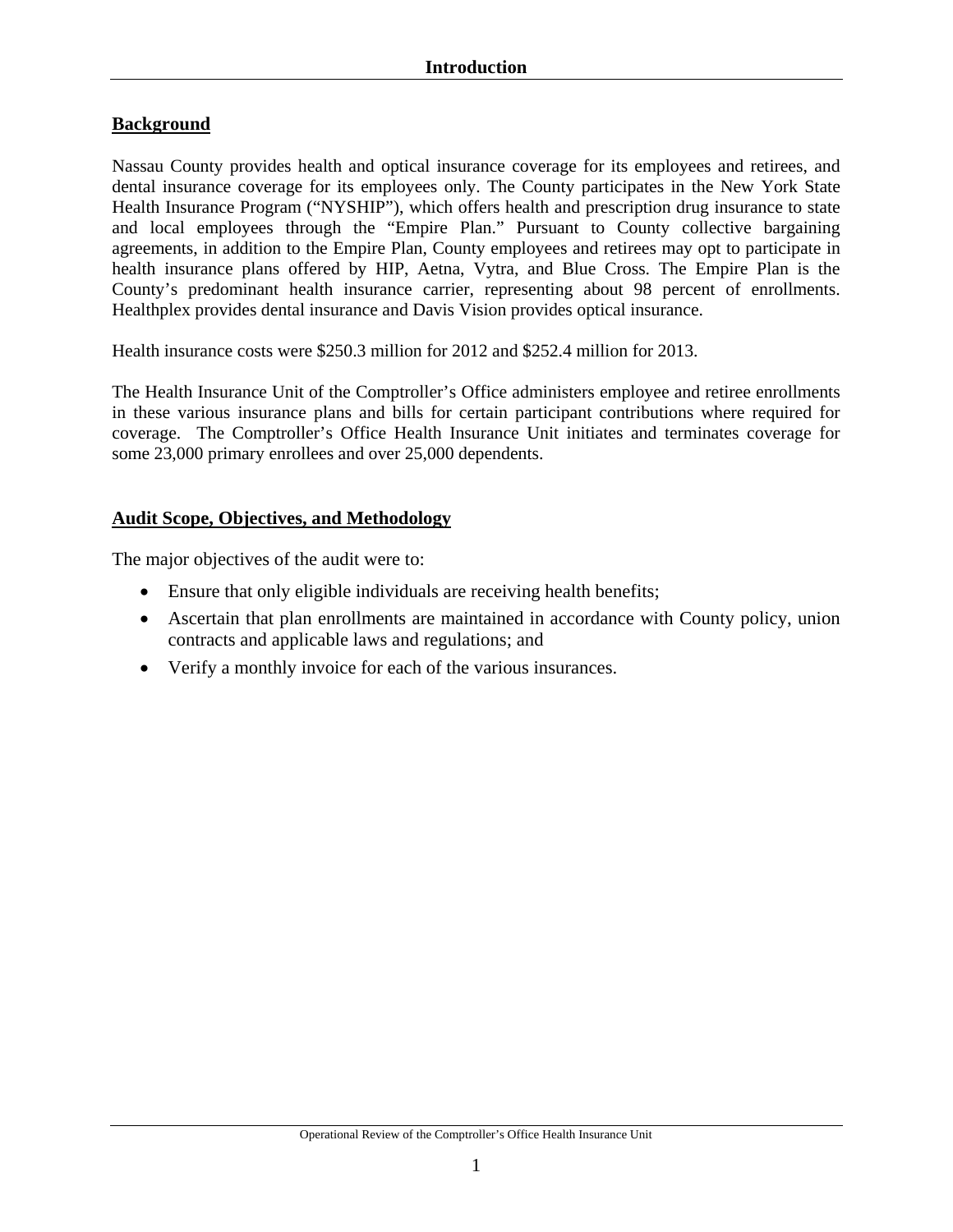# Introduction

## Background

Nassau County provides health and optical insurance coverage for its employees and retirees, and dental insurance coverage for its employees only. The County participates in the New York State Health Insurance Program ("NYSHIP"), which offers health and prescription drug insurance to state and local employees through the "Empire Plan." Pursuant to County collective bargaining agreements, in addition to the Empire Plan, County employees and retirees may opt to participate in health insurance plans offered by HIP, Aetna, Vytra, and Blue Cross. The Empire Plan is the County's predominant health insurance carrier, representing about 98 percent of enrollments. Healthplex provides dental insurance and Davis Vision provides optical insurance.

Health insurance costs were $250.3 million for 2012 and $252.4 million for 2013.

The Health Insurance Unit of the Comptroller's Office administers employee and retiree enrollments in these various insurance plans and bills for certain participant contributions where required for coverage. The Comptroller's Office Health Insurance Unit initiates and terminates coverage for some 23,000 primary enrollees and over 25,000 dependents.

## Audit Scope, Objectives, and Methodology

The major objectives of the audit were to:

- Ensure that only eligible individuals are receiving health benefits;
- Ascertain that plan enrollments are maintained in accordance with County policy, union contracts and applicable laws and regulations; and
- Verify a monthly invoice for each of the various insurances.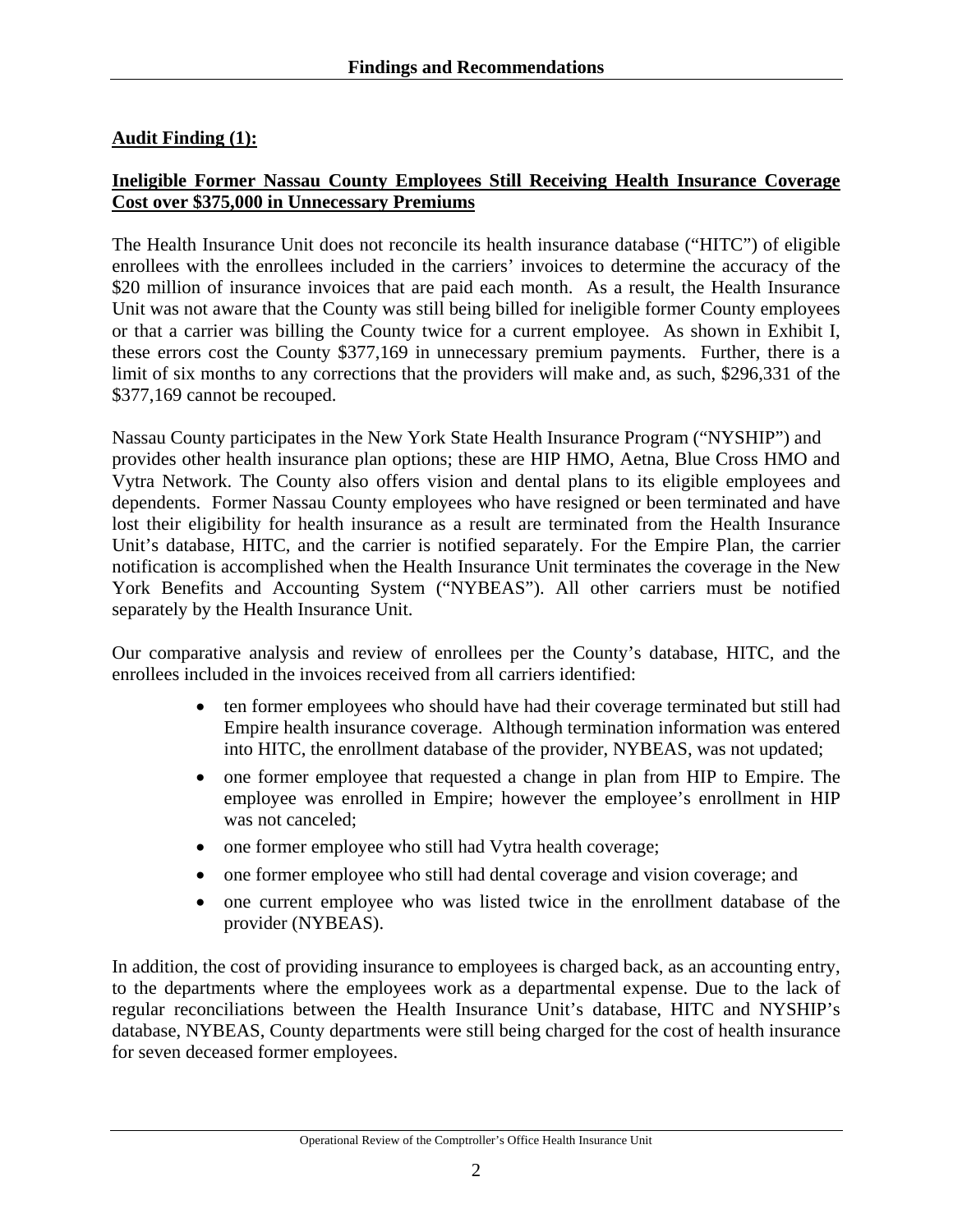## Findings and Recommendations

**Audit Finding (1):**

**Ineligible Former Nassau County Employees Still Receiving Health Insurance Coverage Cost over $375,000 in Unnecessary Premiums**

The Health Insurance Unit does not reconcile its health insurance database ("HITC") of eligible enrollees with the enrollees included in the carriers' invoices to determine the accuracy of the $20 million of insurance invoices that are paid each month. As a result, the Health Insurance Unit was not aware that the County was still being billed for ineligible former County employees or that a carrier was billing the County twice for a current employee. As shown in Exhibit I, these errors cost the County $377,169 in unnecessary premium payments. Further, there is a limit of six months to any corrections that the providers will make and, as such, $296,331 of the $377,169 cannot be recouped.

Nassau County participates in the New York State Health Insurance Program ("NYSHIP") and provides other health insurance plan options; these are HIP HMO, Aetna, Blue Cross HMO and Vytra Network. The County also offers vision and dental plans to its eligible employees and dependents. Former Nassau County employees who have resigned or been terminated and have lost their eligibility for health insurance as a result are terminated from the Health Insurance Unit's database, HITC, and the carrier is notified separately. For the Empire Plan, the carrier notification is accomplished when the Health Insurance Unit terminates the coverage in the New York Benefits and Accounting System ("NYBEAS"). All other carriers must be notified separately by the Health Insurance Unit.

Our comparative analysis and review of enrollees per the County's database, HITC, and the enrollees included in the invoices received from all carriers identified:

- ten former employees who should have had their coverage terminated but still had Empire health insurance coverage. Although termination information was entered into HITC, the enrollment database of the provider, NYBEAS, was not updated;
- one former employee that requested a change in plan from HIP to Empire. The employee was enrolled in Empire; however the employee's enrollment in HIP was not canceled;
- one former employee who still had Vytra health coverage;
- one former employee who still had dental coverage and vision coverage; and
- one current employee who was listed twice in the enrollment database of the provider (NYBEAS).

In addition, the cost of providing insurance to employees is charged back, as an accounting entry, to the departments where the employees work as a departmental expense. Due to the lack of regular reconciliations between the Health Insurance Unit's database, HITC and NYSHIP's database, NYBEAS, County departments were still being charged for the cost of health insurance for seven deceased former employees.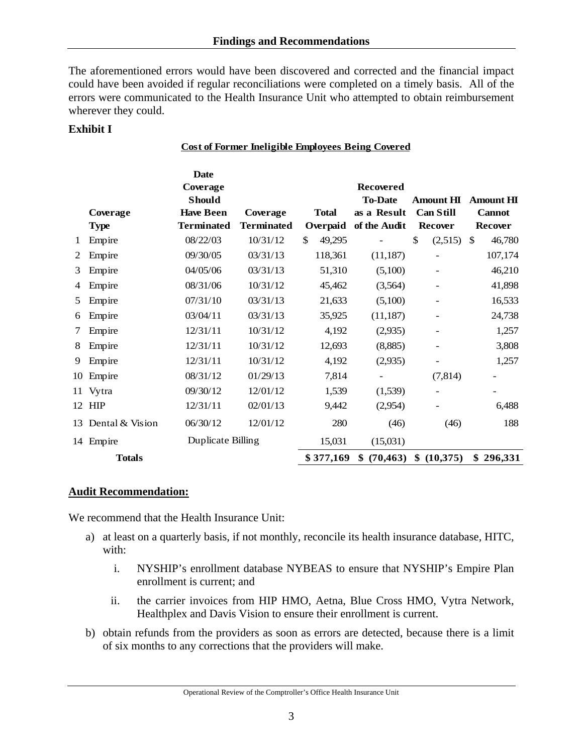The aforementioned errors would have been discovered and corrected and the financial impact could have been avoided if regular reconciliations were completed on a timely basis. All of the errors were communicated to the Health Insurance Unit who attempted to obtain reimbursement wherever they could.

**Exhibit I**

**Cost of Former Ineligible Employees Being Covered**

| | Coverage Type | Date Coverage Should Have Been Terminated | Coverage Terminated | Total Overpaid | Recovered To-Date as a Result of the Audit | Amount HI Can Still Recover | Amount HI Cannot Recover |
|---|---|---|---|---|---|---|---|
| 1 | Empire | 08/22/03 | 10/31/12 | $ 49,295 | - | $ (2,515) | $ 46,780 |
| 2 | Empire | 09/30/05 | 03/31/13 | 118,361 | (11,187) | - | 107,174 |
| 3 | Empire | 04/05/06 | 03/31/13 | 51,310 | (5,100) | - | 46,210 |
| 4 | Empire | 08/31/06 | 10/31/12 | 45,462 | (3,564) | - | 41,898 |
| 5 | Empire | 07/31/10 | 03/31/13 | 21,633 | (5,100) | - | 16,533 |
| 6 | Empire | 03/04/11 | 03/31/13 | 35,925 | (11,187) | - | 24,738 |
| 7 | Empire | 12/31/11 | 10/31/12 | 4,192 | (2,935) | - | 1,257 |
| 8 | Empire | 12/31/11 | 10/31/12 | 12,693 | (8,885) | - | 3,808 |
| 9 | Empire | 12/31/11 | 10/31/12 | 4,192 | (2,935) | - | 1,257 |
| 10 | Empire | 08/31/12 | 01/29/13 | 7,814 | - | (7,814) | - |
| 11 | Vytra | 09/30/12 | 12/01/12 | 1,539 | (1,539) | - | - |
| 12 | HIP | 12/31/11 | 02/01/13 | 9,442 | (2,954) | - | 6,488 |
| 13 | Dental & Vision | 06/30/12 | 12/01/12 | 280 | (46) | (46) | 188 |
| 14 | Empire | Duplicate Billing | | 15,031 | (15,031) | | |
| | **Totals** | | | **$ 377,169** | **$ (70,463)** | **$ (10,375)** | **$ 296,331** |

**Audit Recommendation:**

We recommend that the Health Insurance Unit:

a) at least on a quarterly basis, if not monthly, reconcile its health insurance database, HITC, with:

    i. NYSHIP's enrollment database NYBEAS to ensure that NYSHIP's Empire Plan enrollment is current; and

    ii. the carrier invoices from HIP HMO, Aetna, Blue Cross HMO, Vytra Network, Healthplex and Davis Vision to ensure their enrollment is current.

b) obtain refunds from the providers as soon as errors are detected, because there is a limit of six months to any corrections that the providers will make.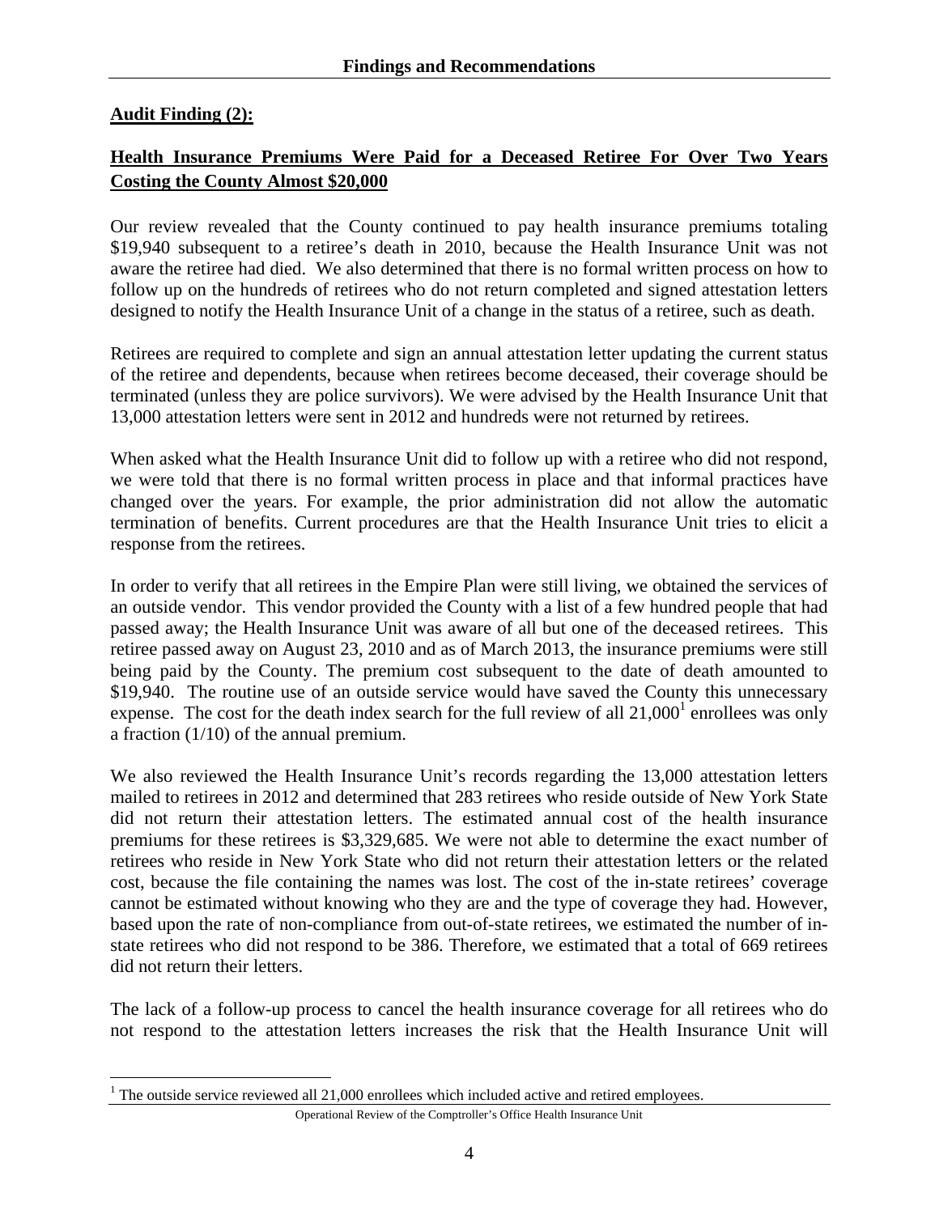## Audit Finding (2):

## Health Insurance Premiums Were Paid for a Deceased Retiree For Over Two Years Costing the County Almost $20,000

Our review revealed that the County continued to pay health insurance premiums totaling $19,940 subsequent to a retiree's death in 2010, because the Health Insurance Unit was not aware the retiree had died. We also determined that there is no formal written process on how to follow up on the hundreds of retirees who do not return completed and signed attestation letters designed to notify the Health Insurance Unit of a change in the status of a retiree, such as death.

Retirees are required to complete and sign an annual attestation letter updating the current status of the retiree and dependents, because when retirees become deceased, their coverage should be terminated (unless they are police survivors). We were advised by the Health Insurance Unit that 13,000 attestation letters were sent in 2012 and hundreds were not returned by retirees.

When asked what the Health Insurance Unit did to follow up with a retiree who did not respond, we were told that there is no formal written process in place and that informal practices have changed over the years. For example, the prior administration did not allow the automatic termination of benefits. Current procedures are that the Health Insurance Unit tries to elicit a response from the retirees.

In order to verify that all retirees in the Empire Plan were still living, we obtained the services of an outside vendor. This vendor provided the County with a list of a few hundred people that had passed away; the Health Insurance Unit was aware of all but one of the deceased retirees. This retiree passed away on August 23, 2010 and as of March 2013, the insurance premiums were still being paid by the County. The premium cost subsequent to the date of death amounted to $19,940. The routine use of an outside service would have saved the County this unnecessary expense. The cost for the death index search for the full review of all 21,000[1] enrollees was only a fraction (1/10) of the annual premium.

We also reviewed the Health Insurance Unit's records regarding the 13,000 attestation letters mailed to retirees in 2012 and determined that 283 retirees who reside outside of New York State did not return their attestation letters. The estimated annual cost of the health insurance premiums for these retirees is $3,329,685. We were not able to determine the exact number of retirees who reside in New York State who did not return their attestation letters or the related cost, because the file containing the names was lost. The cost of the in-state retirees' coverage cannot be estimated without knowing who they are and the type of coverage they had. However, based upon the rate of non-compliance from out-of-state retirees, we estimated the number of in-state retirees who did not respond to be 386. Therefore, we estimated that a total of 669 retirees did not return their letters.

The lack of a follow-up process to cancel the health insurance coverage for all retirees who do not respond to the attestation letters increases the risk that the Health Insurance Unit will

[1] The outside service reviewed all 21,000 enrollees which included active and retired employees.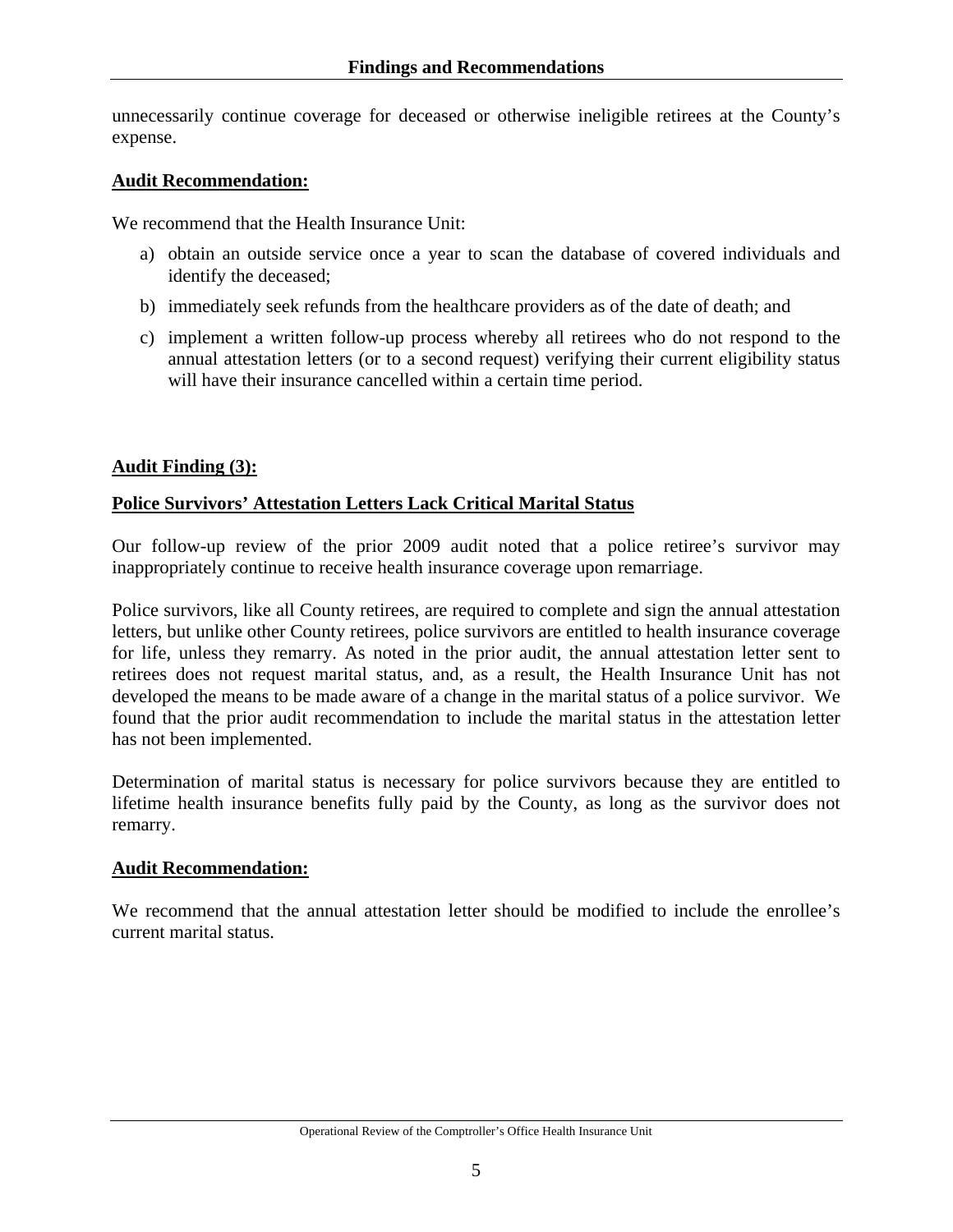unnecessarily continue coverage for deceased or otherwise ineligible retirees at the County's expense.

**Audit Recommendation:**

We recommend that the Health Insurance Unit:

a) obtain an outside service once a year to scan the database of covered individuals and identify the deceased;

b) immediately seek refunds from the healthcare providers as of the date of death; and

c) implement a written follow-up process whereby all retirees who do not respond to the annual attestation letters (or to a second request) verifying their current eligibility status will have their insurance cancelled within a certain time period.

**Audit Finding (3):**

**Police Survivors' Attestation Letters Lack Critical Marital Status**

Our follow-up review of the prior 2009 audit noted that a police retiree's survivor may inappropriately continue to receive health insurance coverage upon remarriage.

Police survivors, like all County retirees, are required to complete and sign the annual attestation letters, but unlike other County retirees, police survivors are entitled to health insurance coverage for life, unless they remarry. As noted in the prior audit, the annual attestation letter sent to retirees does not request marital status, and, as a result, the Health Insurance Unit has not developed the means to be made aware of a change in the marital status of a police survivor. We found that the prior audit recommendation to include the marital status in the attestation letter has not been implemented.

Determination of marital status is necessary for police survivors because they are entitled to lifetime health insurance benefits fully paid by the County, as long as the survivor does not remarry.

**Audit Recommendation:**

We recommend that the annual attestation letter should be modified to include the enrollee's current marital status.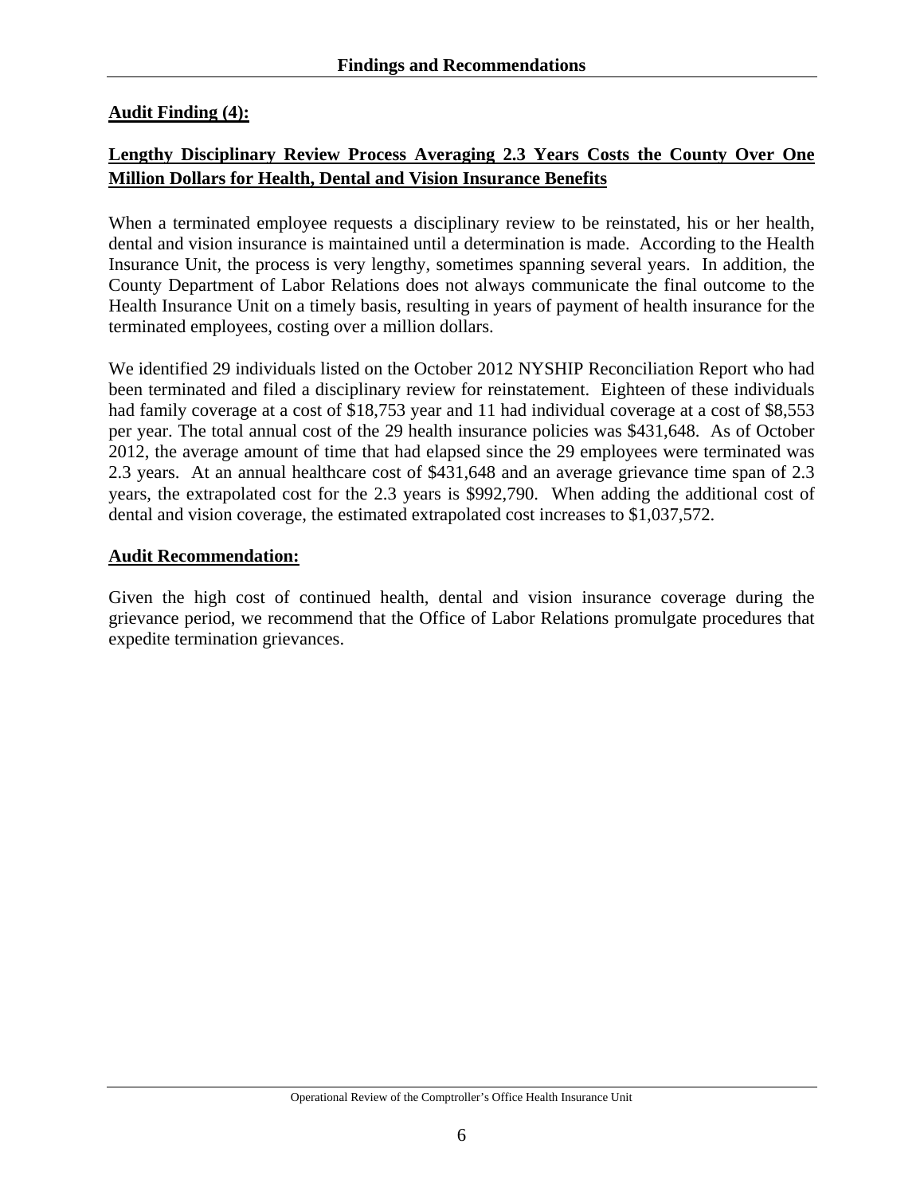**Audit Finding (4):**

**Lengthy Disciplinary Review Process Averaging 2.3 Years Costs the County Over One Million Dollars for Health, Dental and Vision Insurance Benefits**

When a terminated employee requests a disciplinary review to be reinstated, his or her health, dental and vision insurance is maintained until a determination is made. According to the Health Insurance Unit, the process is very lengthy, sometimes spanning several years. In addition, the County Department of Labor Relations does not always communicate the final outcome to the Health Insurance Unit on a timely basis, resulting in years of payment of health insurance for the terminated employees, costing over a million dollars.

We identified 29 individuals listed on the October 2012 NYSHIP Reconciliation Report who had been terminated and filed a disciplinary review for reinstatement. Eighteen of these individuals had family coverage at a cost of $18,753 year and 11 had individual coverage at a cost of $8,553 per year. The total annual cost of the 29 health insurance policies was $431,648. As of October 2012, the average amount of time that had elapsed since the 29 employees were terminated was 2.3 years. At an annual healthcare cost of $431,648 and an average grievance time span of 2.3 years, the extrapolated cost for the 2.3 years is $992,790. When adding the additional cost of dental and vision coverage, the estimated extrapolated cost increases to $1,037,572.

**Audit Recommendation:**

Given the high cost of continued health, dental and vision insurance coverage during the grievance period, we recommend that the Office of Labor Relations promulgate procedures that expedite termination grievances.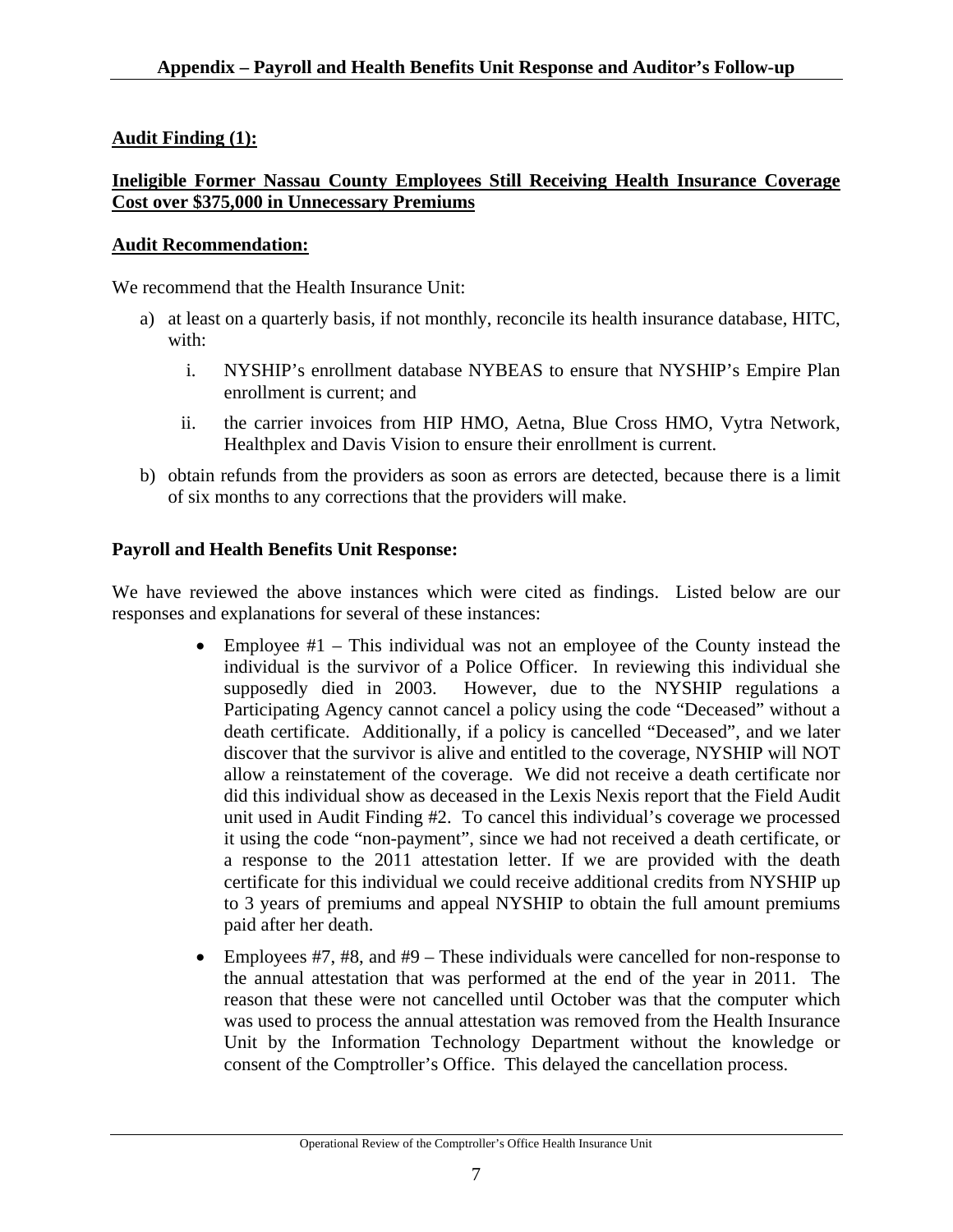## Appendix – Payroll and Health Benefits Unit Response and Auditor's Follow-up

**Audit Finding (1):**

**Ineligible Former Nassau County Employees Still Receiving Health Insurance Coverage Cost over $375,000 in Unnecessary Premiums**

**Audit Recommendation:**

We recommend that the Health Insurance Unit:

a) at least on a quarterly basis, if not monthly, reconcile its health insurance database, HITC, with:

   i. NYSHIP's enrollment database NYBEAS to ensure that NYSHIP's Empire Plan enrollment is current; and

   ii. the carrier invoices from HIP HMO, Aetna, Blue Cross HMO, Vytra Network, Healthplex and Davis Vision to ensure their enrollment is current.

b) obtain refunds from the providers as soon as errors are detected, because there is a limit of six months to any corrections that the providers will make.

**Payroll and Health Benefits Unit Response:**

We have reviewed the above instances which were cited as findings. Listed below are our responses and explanations for several of these instances:

- Employee #1 – This individual was not an employee of the County instead the individual is the survivor of a Police Officer. In reviewing this individual she supposedly died in 2003. However, due to the NYSHIP regulations a Participating Agency cannot cancel a policy using the code "Deceased" without a death certificate. Additionally, if a policy is cancelled "Deceased", and we later discover that the survivor is alive and entitled to the coverage, NYSHIP will NOT allow a reinstatement of the coverage. We did not receive a death certificate nor did this individual show as deceased in the Lexis Nexis report that the Field Audit unit used in Audit Finding #2. To cancel this individual's coverage we processed it using the code "non-payment", since we had not received a death certificate, or a response to the 2011 attestation letter. If we are provided with the death certificate for this individual we could receive additional credits from NYSHIP up to 3 years of premiums and appeal NYSHIP to obtain the full amount premiums paid after her death.

- Employees #7, #8, and #9 – These individuals were cancelled for non-response to the annual attestation that was performed at the end of the year in 2011. The reason that these were not cancelled until October was that the computer which was used to process the annual attestation was removed from the Health Insurance Unit by the Information Technology Department without the knowledge or consent of the Comptroller's Office. This delayed the cancellation process.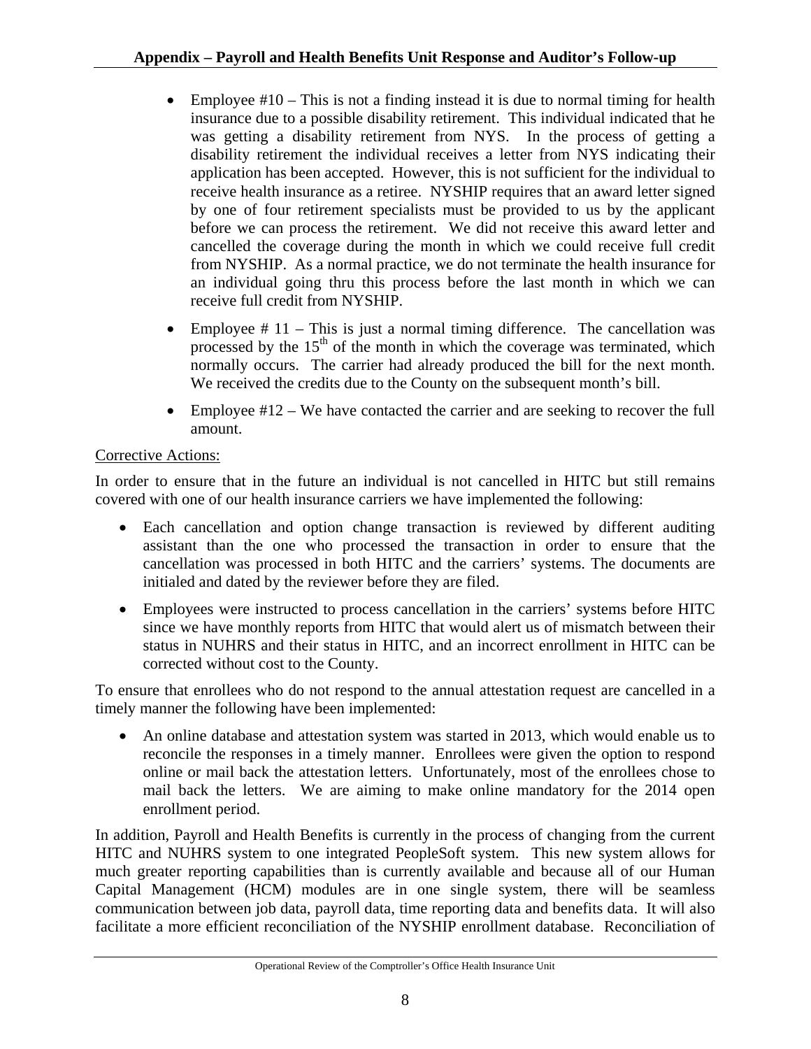## Appendix – Payroll and Health Benefits Unit Response and Auditor's Follow-up

- Employee #10 – This is not a finding instead it is due to normal timing for health insurance due to a possible disability retirement. This individual indicated that he was getting a disability retirement from NYS. In the process of getting a disability retirement the individual receives a letter from NYS indicating their application has been accepted. However, this is not sufficient for the individual to receive health insurance as a retiree. NYSHIP requires that an award letter signed by one of four retirement specialists must be provided to us by the applicant before we can process the retirement. We did not receive this award letter and cancelled the coverage during the month in which we could receive full credit from NYSHIP. As a normal practice, we do not terminate the health insurance for an individual going thru this process before the last month in which we can receive full credit from NYSHIP.
- Employee # 11 – This is just a normal timing difference. The cancellation was processed by the 15th of the month in which the coverage was terminated, which normally occurs. The carrier had already produced the bill for the next month. We received the credits due to the County on the subsequent month's bill.
- Employee #12 – We have contacted the carrier and are seeking to recover the full amount.

Corrective Actions:

In order to ensure that in the future an individual is not cancelled in HITC but still remains covered with one of our health insurance carriers we have implemented the following:

- Each cancellation and option change transaction is reviewed by different auditing assistant than the one who processed the transaction in order to ensure that the cancellation was processed in both HITC and the carriers' systems. The documents are initialed and dated by the reviewer before they are filed.
- Employees were instructed to process cancellation in the carriers' systems before HITC since we have monthly reports from HITC that would alert us of mismatch between their status in NUHRS and their status in HITC, and an incorrect enrollment in HITC can be corrected without cost to the County.

To ensure that enrollees who do not respond to the annual attestation request are cancelled in a timely manner the following have been implemented:

- An online database and attestation system was started in 2013, which would enable us to reconcile the responses in a timely manner. Enrollees were given the option to respond online or mail back the attestation letters. Unfortunately, most of the enrollees chose to mail back the letters. We are aiming to make online mandatory for the 2014 open enrollment period.

In addition, Payroll and Health Benefits is currently in the process of changing from the current HITC and NUHRS system to one integrated PeopleSoft system. This new system allows for much greater reporting capabilities than is currently available and because all of our Human Capital Management (HCM) modules are in one single system, there will be seamless communication between job data, payroll data, time reporting data and benefits data. It will also facilitate a more efficient reconciliation of the NYSHIP enrollment database. Reconciliation of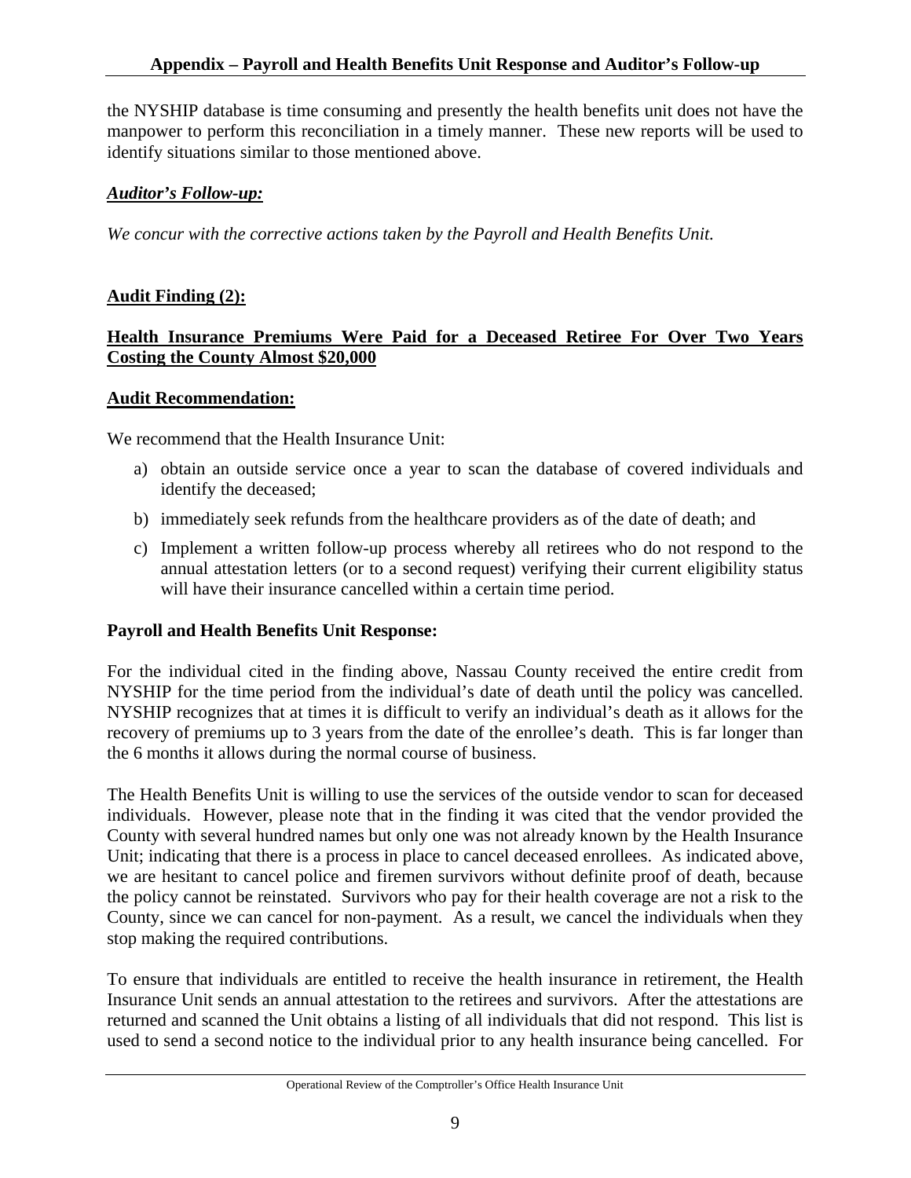the NYSHIP database is time consuming and presently the health benefits unit does not have the manpower to perform this reconciliation in a timely manner. These new reports will be used to identify situations similar to those mentioned above.

***Auditor's Follow-up:***

*We concur with the corrective actions taken by the Payroll and Health Benefits Unit.*

**Audit Finding (2):**

**Health Insurance Premiums Were Paid for a Deceased Retiree For Over Two Years Costing the County Almost $20,000**

**Audit Recommendation:**

We recommend that the Health Insurance Unit:

a) obtain an outside service once a year to scan the database of covered individuals and identify the deceased;
b) immediately seek refunds from the healthcare providers as of the date of death; and
c) Implement a written follow-up process whereby all retirees who do not respond to the annual attestation letters (or to a second request) verifying their current eligibility status will have their insurance cancelled within a certain time period.

**Payroll and Health Benefits Unit Response:**

For the individual cited in the finding above, Nassau County received the entire credit from NYSHIP for the time period from the individual's date of death until the policy was cancelled. NYSHIP recognizes that at times it is difficult to verify an individual's death as it allows for the recovery of premiums up to 3 years from the date of the enrollee's death. This is far longer than the 6 months it allows during the normal course of business.

The Health Benefits Unit is willing to use the services of the outside vendor to scan for deceased individuals. However, please note that in the finding it was cited that the vendor provided the County with several hundred names but only one was not already known by the Health Insurance Unit; indicating that there is a process in place to cancel deceased enrollees. As indicated above, we are hesitant to cancel police and firemen survivors without definite proof of death, because the policy cannot be reinstated. Survivors who pay for their health coverage are not a risk to the County, since we can cancel for non-payment. As a result, we cancel the individuals when they stop making the required contributions.

To ensure that individuals are entitled to receive the health insurance in retirement, the Health Insurance Unit sends an annual attestation to the retirees and survivors. After the attestations are returned and scanned the Unit obtains a listing of all individuals that did not respond. This list is used to send a second notice to the individual prior to any health insurance being cancelled. For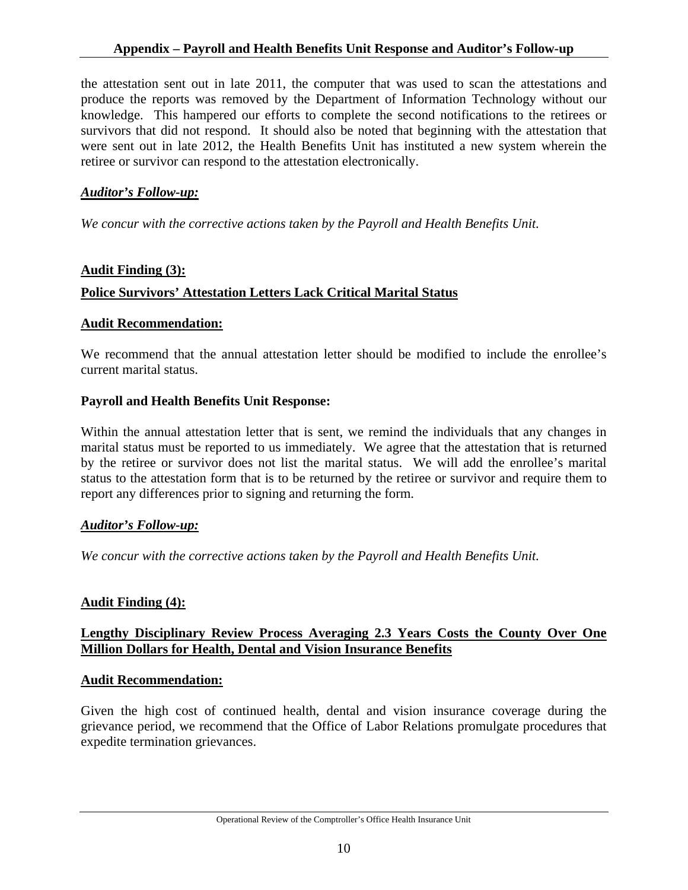the attestation sent out in late 2011, the computer that was used to scan the attestations and produce the reports was removed by the Department of Information Technology without our knowledge. This hampered our efforts to complete the second notifications to the retirees or survivors that did not respond. It should also be noted that beginning with the attestation that were sent out in late 2012, the Health Benefits Unit has instituted a new system wherein the retiree or survivor can respond to the attestation electronically.

***Auditor's Follow-up:***

*We concur with the corrective actions taken by the Payroll and Health Benefits Unit.*

**Audit Finding (3):**

**Police Survivors' Attestation Letters Lack Critical Marital Status**

**Audit Recommendation:**

We recommend that the annual attestation letter should be modified to include the enrollee's current marital status.

**Payroll and Health Benefits Unit Response:**

Within the annual attestation letter that is sent, we remind the individuals that any changes in marital status must be reported to us immediately. We agree that the attestation that is returned by the retiree or survivor does not list the marital status. We will add the enrollee's marital status to the attestation form that is to be returned by the retiree or survivor and require them to report any differences prior to signing and returning the form.

***Auditor's Follow-up:***

*We concur with the corrective actions taken by the Payroll and Health Benefits Unit.*

**Audit Finding (4):**

**Lengthy Disciplinary Review Process Averaging 2.3 Years Costs the County Over One Million Dollars for Health, Dental and Vision Insurance Benefits**

**Audit Recommendation:**

Given the high cost of continued health, dental and vision insurance coverage during the grievance period, we recommend that the Office of Labor Relations promulgate procedures that expedite termination grievances.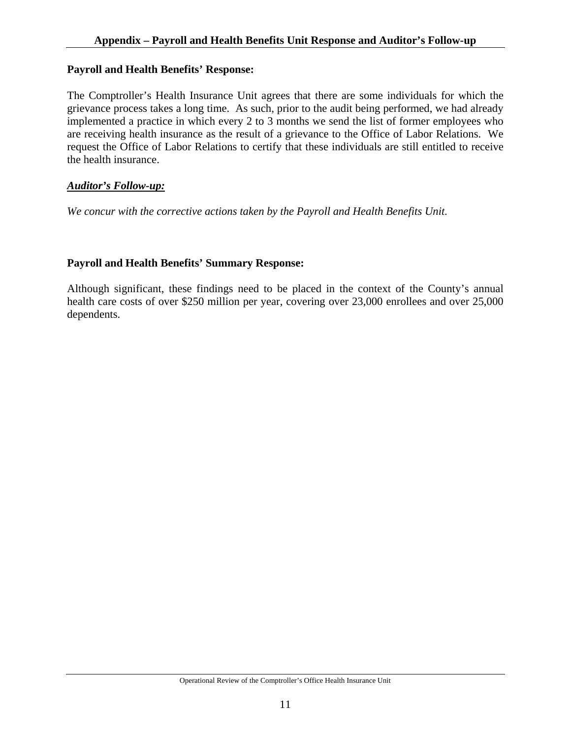## Appendix – Payroll and Health Benefits Unit Response and Auditor's Follow-up

**Payroll and Health Benefits' Response:**

The Comptroller's Health Insurance Unit agrees that there are some individuals for which the grievance process takes a long time. As such, prior to the audit being performed, we had already implemented a practice in which every 2 to 3 months we send the list of former employees who are receiving health insurance as the result of a grievance to the Office of Labor Relations. We request the Office of Labor Relations to certify that these individuals are still entitled to receive the health insurance.

***Auditor's Follow-up:***

*We concur with the corrective actions taken by the Payroll and Health Benefits Unit.*

**Payroll and Health Benefits' Summary Response:**

Although significant, these findings need to be placed in the context of the County's annual health care costs of over $250 million per year, covering over 23,000 enrollees and over 25,000 dependents.